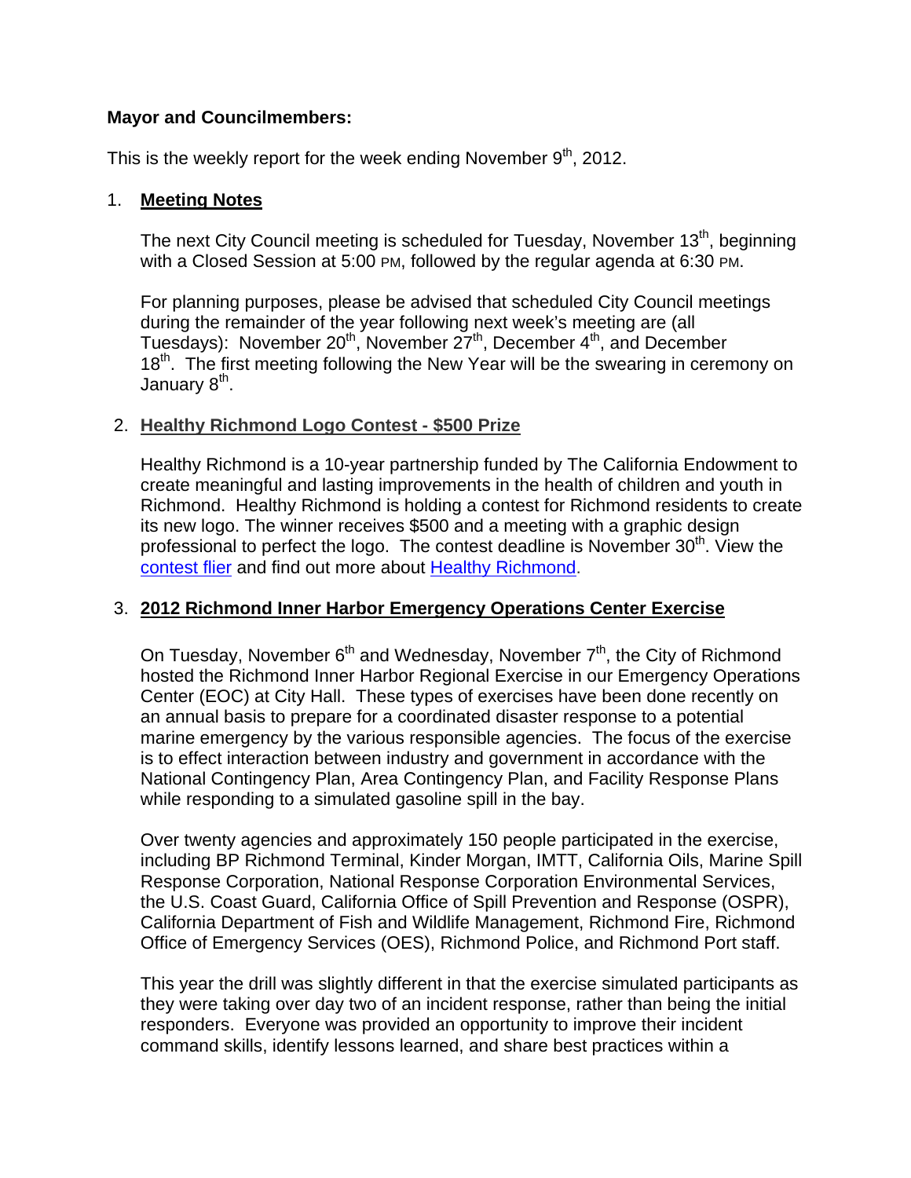**Mayor and Councilmembers:**

This is the weekly report for the week ending November 9th, 2012.

1. **Meeting Notes**

   The next City Council meeting is scheduled for Tuesday, November 13th, beginning with a Closed Session at 5:00 PM, followed by the regular agenda at 6:30 PM.

   For planning purposes, please be advised that scheduled City Council meetings during the remainder of the year following next week's meeting are (all Tuesdays): November 20th, November 27th, December 4th, and December 18th. The first meeting following the New Year will be the swearing in ceremony on January 8th.

2. **Healthy Richmond Logo Contest - $500 Prize**

   Healthy Richmond is a 10-year partnership funded by The California Endowment to create meaningful and lasting improvements in the health of children and youth in Richmond. Healthy Richmond is holding a contest for Richmond residents to create its new logo. The winner receives $500 and a meeting with a graphic design professional to perfect the logo. The contest deadline is November 30th. View the contest flier and find out more about Healthy Richmond.

3. **2012 Richmond Inner Harbor Emergency Operations Center Exercise**

   On Tuesday, November 6th and Wednesday, November 7th, the City of Richmond hosted the Richmond Inner Harbor Regional Exercise in our Emergency Operations Center (EOC) at City Hall. These types of exercises have been done recently on an annual basis to prepare for a coordinated disaster response to a potential marine emergency by the various responsible agencies. The focus of the exercise is to effect interaction between industry and government in accordance with the National Contingency Plan, Area Contingency Plan, and Facility Response Plans while responding to a simulated gasoline spill in the bay.

   Over twenty agencies and approximately 150 people participated in the exercise, including BP Richmond Terminal, Kinder Morgan, IMTT, California Oils, Marine Spill Response Corporation, National Response Corporation Environmental Services, the U.S. Coast Guard, California Office of Spill Prevention and Response (OSPR), California Department of Fish and Wildlife Management, Richmond Fire, Richmond Office of Emergency Services (OES), Richmond Police, and Richmond Port staff.

   This year the drill was slightly different in that the exercise simulated participants as they were taking over day two of an incident response, rather than being the initial responders. Everyone was provided an opportunity to improve their incident command skills, identify lessons learned, and share best practices within a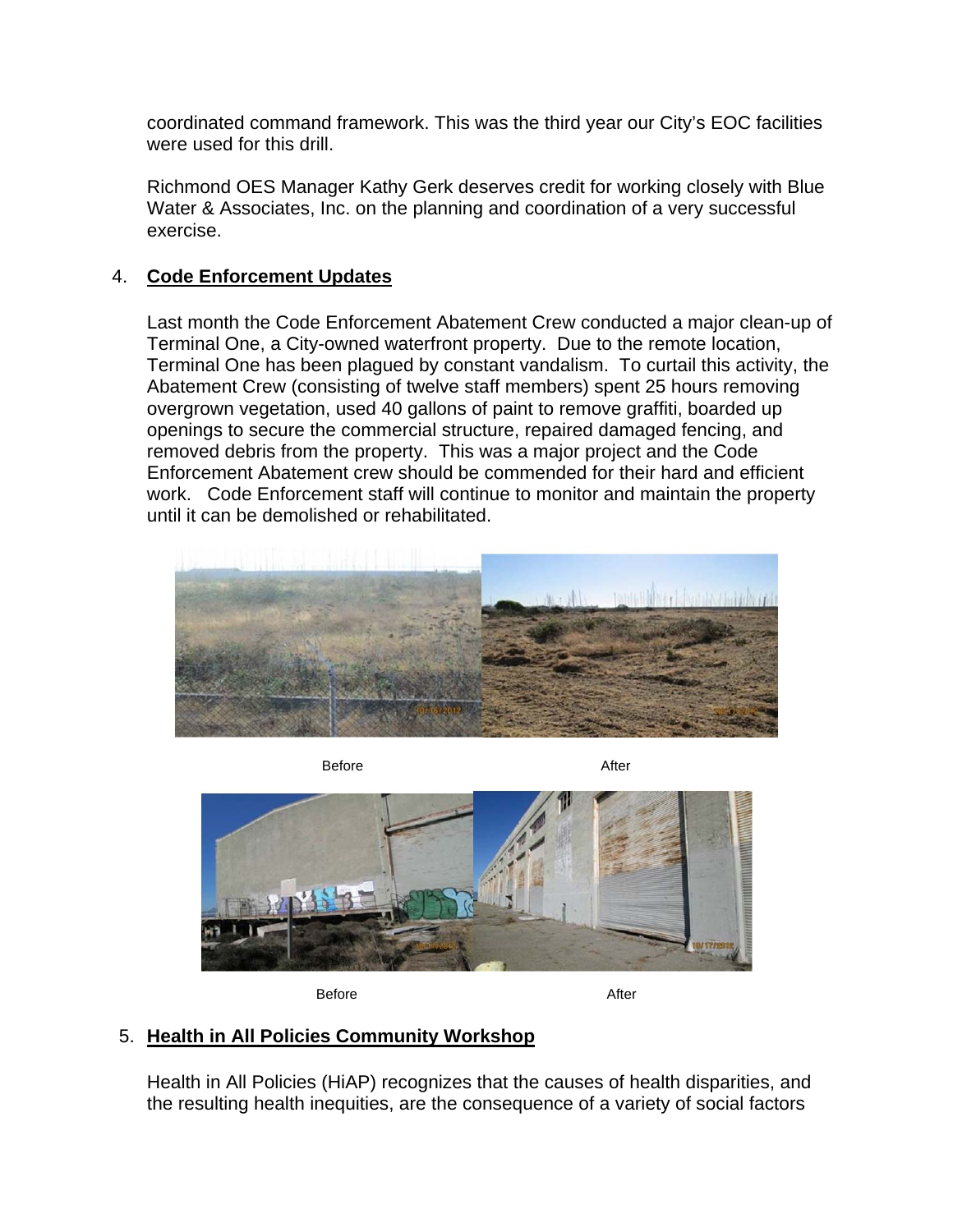coordinated command framework. This was the third year our City's EOC facilities were used for this drill.

Richmond OES Manager Kathy Gerk deserves credit for working closely with Blue Water & Associates, Inc. on the planning and coordination of a very successful exercise.

4. **Code Enforcement Updates**

Last month the Code Enforcement Abatement Crew conducted a major clean-up of Terminal One, a City-owned waterfront property. Due to the remote location, Terminal One has been plagued by constant vandalism. To curtail this activity, the Abatement Crew (consisting of twelve staff members) spent 25 hours removing overgrown vegetation, used 40 gallons of paint to remove graffiti, boarded up openings to secure the commercial structure, repaired damaged fencing, and removed debris from the property. This was a major project and the Code Enforcement Abatement crew should be commended for their hard and efficient work. Code Enforcement staff will continue to monitor and maintain the property until it can be demolished or rehabilitated.

Before After

Before After

5. **Health in All Policies Community Workshop**

Health in All Policies (HiAP) recognizes that the causes of health disparities, and the resulting health inequities, are the consequence of a variety of social factors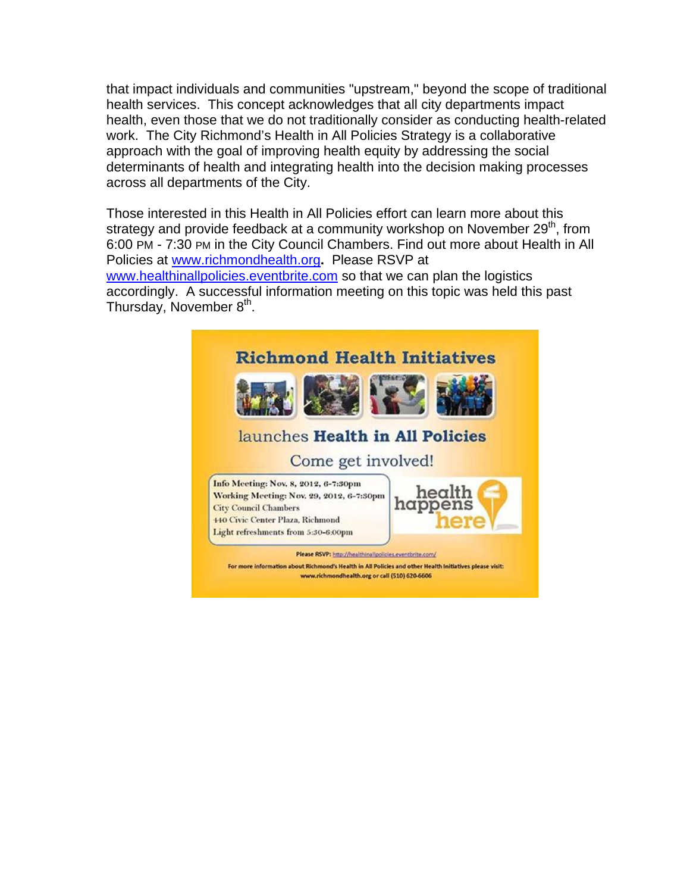that impact individuals and communities "upstream," beyond the scope of traditional health services. This concept acknowledges that all city departments impact health, even those that we do not traditionally consider as conducting health-related work. The City Richmond's Health in All Policies Strategy is a collaborative approach with the goal of improving health equity by addressing the social determinants of health and integrating health into the decision making processes across all departments of the City.

Those interested in this Health in All Policies effort can learn more about this strategy and provide feedback at a community workshop on November 29th, from 6:00 PM - 7:30 PM in the City Council Chambers. Find out more about Health in All Policies at www.richmondhealth.org**.** Please RSVP at www.healthinallpolicies.eventbrite.com so that we can plan the logistics accordingly. A successful information meeting on this topic was held this past Thursday, November 8th.

**Richmond Health Initiatives**

launches **Health in All Policies**

Come get involved!

Info Meeting: Nov. 8, 2012, 6-7:30pm
Working Meeting: Nov. 29, 2012, 6-7:30pm
City Council Chambers
440 Civic Center Plaza, Richmond
Light refreshments from 5:30-6:00pm

health happens here

Please RSVP: http://healthinallpolicies.eventbrite.com/

For more information about Richmond's Health in All Policies and other Health Initiatives please visit: www.richmondhealth.org or call (510) 620-6606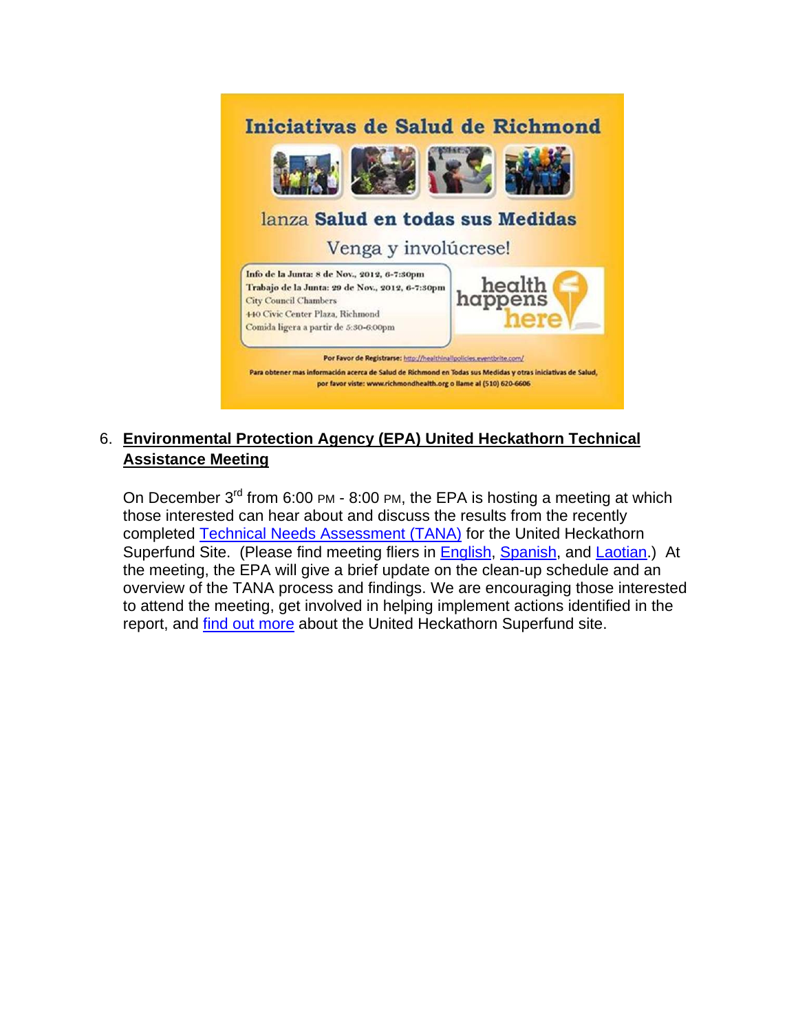Iniciativas de Salud de Richmond

lanza **Salud en todas sus Medidas**

Venga y involúcrese!

Info de la Junta: 8 de Nov., 2012, 6-7:30pm
Trabajo de la Junta: 29 de Nov., 2012, 6-7:30pm
City Council Chambers
440 Civic Center Plaza, Richmond
Comida ligera a partir de 5:30-6:00pm

health happens here

**Por Favor de Registrarse:** http://healthinallpolicies.eventbrite.com/

**Para obtener mas información acerca de Salud de Richmond en Todas sus Medidas y otras iniciativas de Salud, por favor viste: www.richmondhealth.org o llame al (510) 620-6606**

6. **Environmental Protection Agency (EPA) United Heckathorn Technical Assistance Meeting**

   On December 3rd from 6:00 PM - 8:00 PM, the EPA is hosting a meeting at which those interested can hear about and discuss the results from the recently completed Technical Needs Assessment (TANA) for the United Heckathorn Superfund Site. (Please find meeting fliers in English, Spanish, and Laotian.) At the meeting, the EPA will give a brief update on the clean-up schedule and an overview of the TANA process and findings. We are encouraging those interested to attend the meeting, get involved in helping implement actions identified in the report, and find out more about the United Heckathorn Superfund site.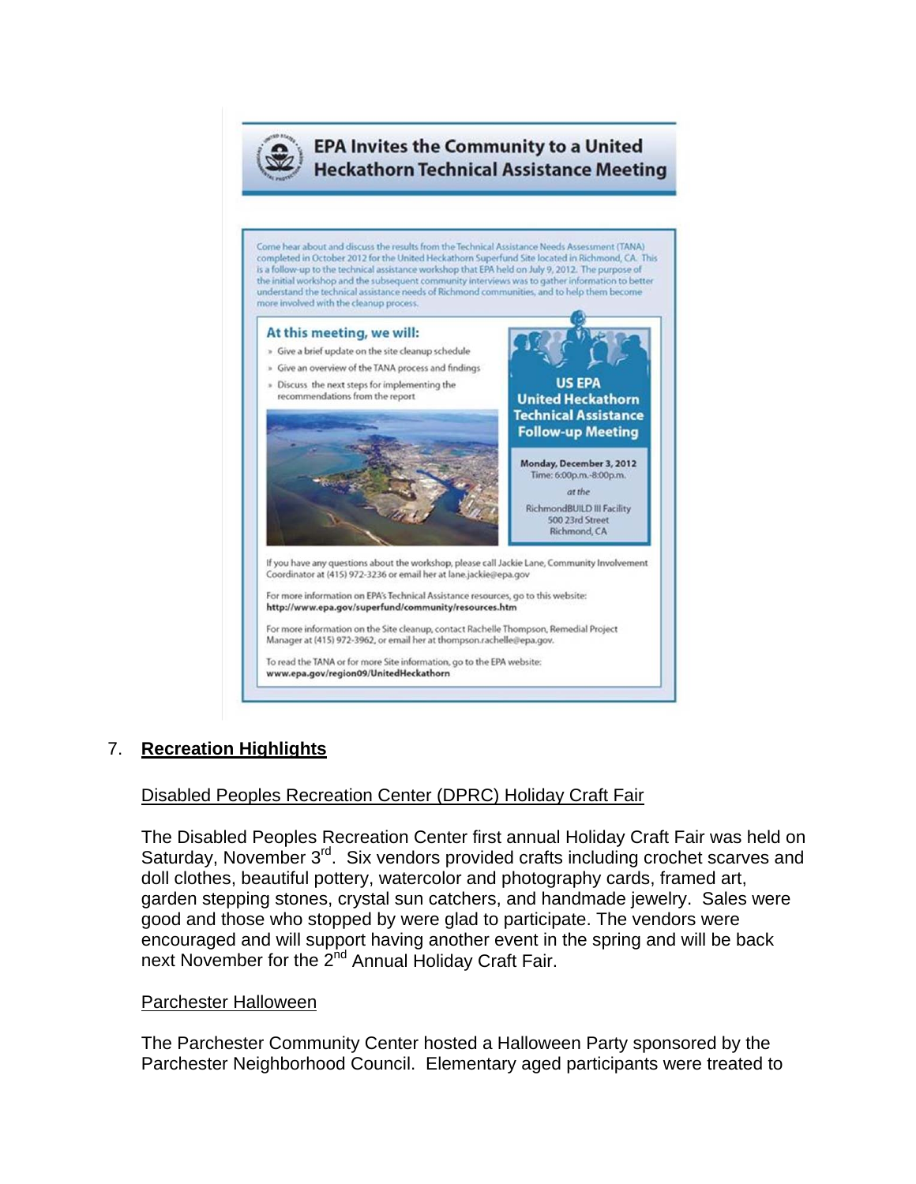## EPA Invites the Community to a United Heckathorn Technical Assistance Meeting

Come hear about and discuss the results from the Technical Assistance Needs Assessment (TANA) completed in October 2012 for the United Heckathorn Superfund Site located in Richmond, CA. This is a follow-up to the technical assistance workshop that EPA held on July 9, 2012. The purpose of the initial workshop and the subsequent community interviews was to gather information to better understand the technical assistance needs of Richmond communities, and to help them become more involved with the cleanup process.

### At this meeting, we will:

- Give a brief update on the site cleanup schedule
- Give an overview of the TANA process and findings
- Discuss the next steps for implementing the recommendations from the report

**US EPA United Heckathorn Technical Assistance Follow-up Meeting**

**Monday, December 3, 2012**
Time: 6:00p.m.-8:00p.m.
*at the*
RichmondBUILD III Facility
500 23rd Street
Richmond, CA

If you have any questions about the workshop, please call Jackie Lane, Community Involvement Coordinator at (415) 972-3236 or email her at lane.jackie@epa.gov

For more information on EPA's Technical Assistance resources, go to this website:
**http://www.epa.gov/superfund/community/resources.htm**

For more information on the Site cleanup, contact Rachelle Thompson, Remedial Project Manager at (415) 972-3962, or email her at thompson.rachelle@epa.gov.

To read the TANA or for more Site information, go to the EPA website:
**www.epa.gov/region09/UnitedHeckathorn**

## 7. **Recreation Highlights**

Disabled Peoples Recreation Center (DPRC) Holiday Craft Fair

The Disabled Peoples Recreation Center first annual Holiday Craft Fair was held on Saturday, November 3rd. Six vendors provided crafts including crochet scarves and doll clothes, beautiful pottery, watercolor and photography cards, framed art, garden stepping stones, crystal sun catchers, and handmade jewelry. Sales were good and those who stopped by were glad to participate. The vendors were encouraged and will support having another event in the spring and will be back next November for the 2nd Annual Holiday Craft Fair.

Parchester Halloween

The Parchester Community Center hosted a Halloween Party sponsored by the Parchester Neighborhood Council. Elementary aged participants were treated to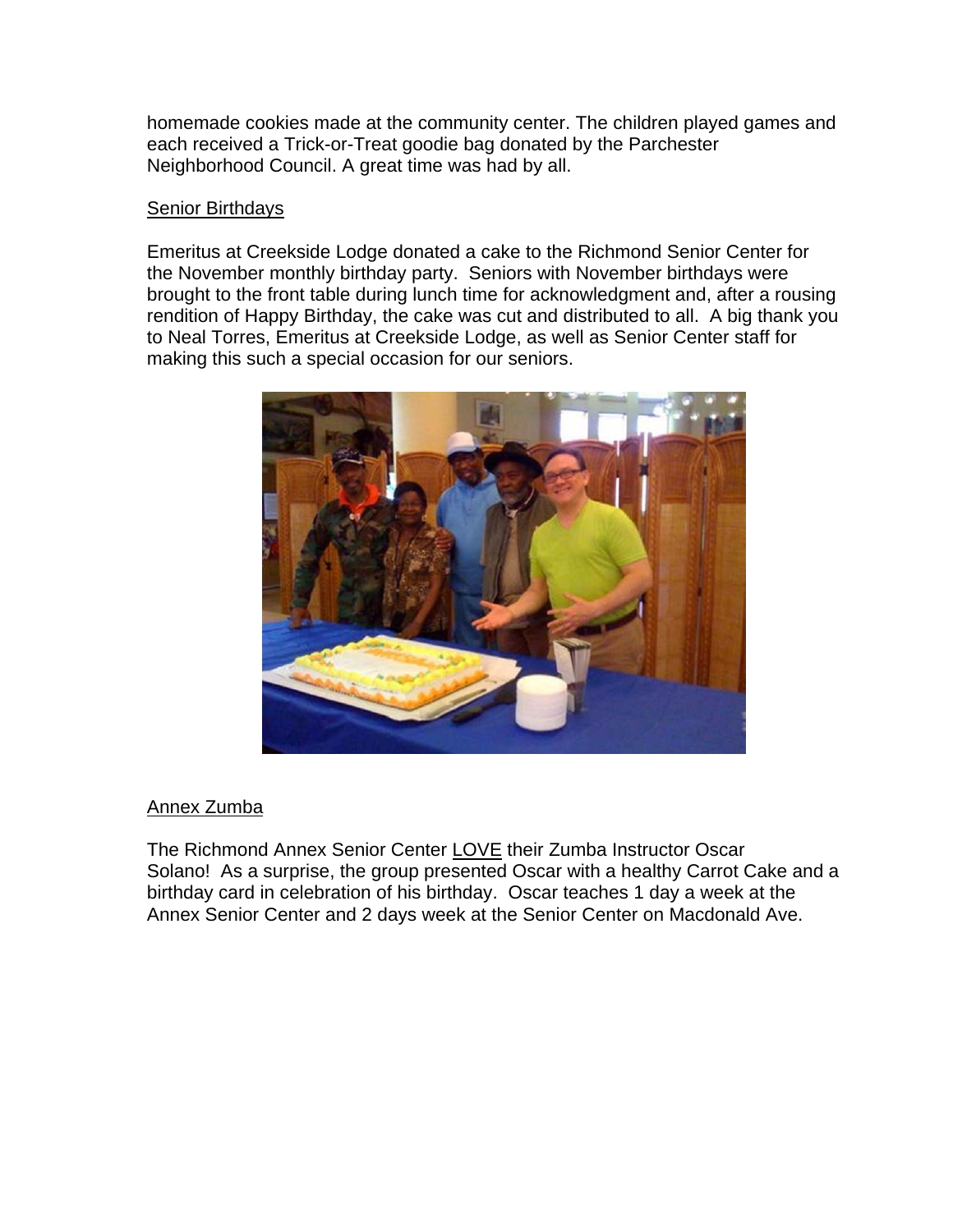homemade cookies made at the community center. The children played games and each received a Trick-or-Treat goodie bag donated by the Parchester Neighborhood Council. A great time was had by all.

## Senior Birthdays

Emeritus at Creekside Lodge donated a cake to the Richmond Senior Center for the November monthly birthday party. Seniors with November birthdays were brought to the front table during lunch time for acknowledgment and, after a rousing rendition of Happy Birthday, the cake was cut and distributed to all. A big thank you to Neal Torres, Emeritus at Creekside Lodge, as well as Senior Center staff for making this such a special occasion for our seniors.

## Annex Zumba

The Richmond Annex Senior Center LOVE their Zumba Instructor Oscar Solano! As a surprise, the group presented Oscar with a healthy Carrot Cake and a birthday card in celebration of his birthday. Oscar teaches 1 day a week at the Annex Senior Center and 2 days week at the Senior Center on Macdonald Ave.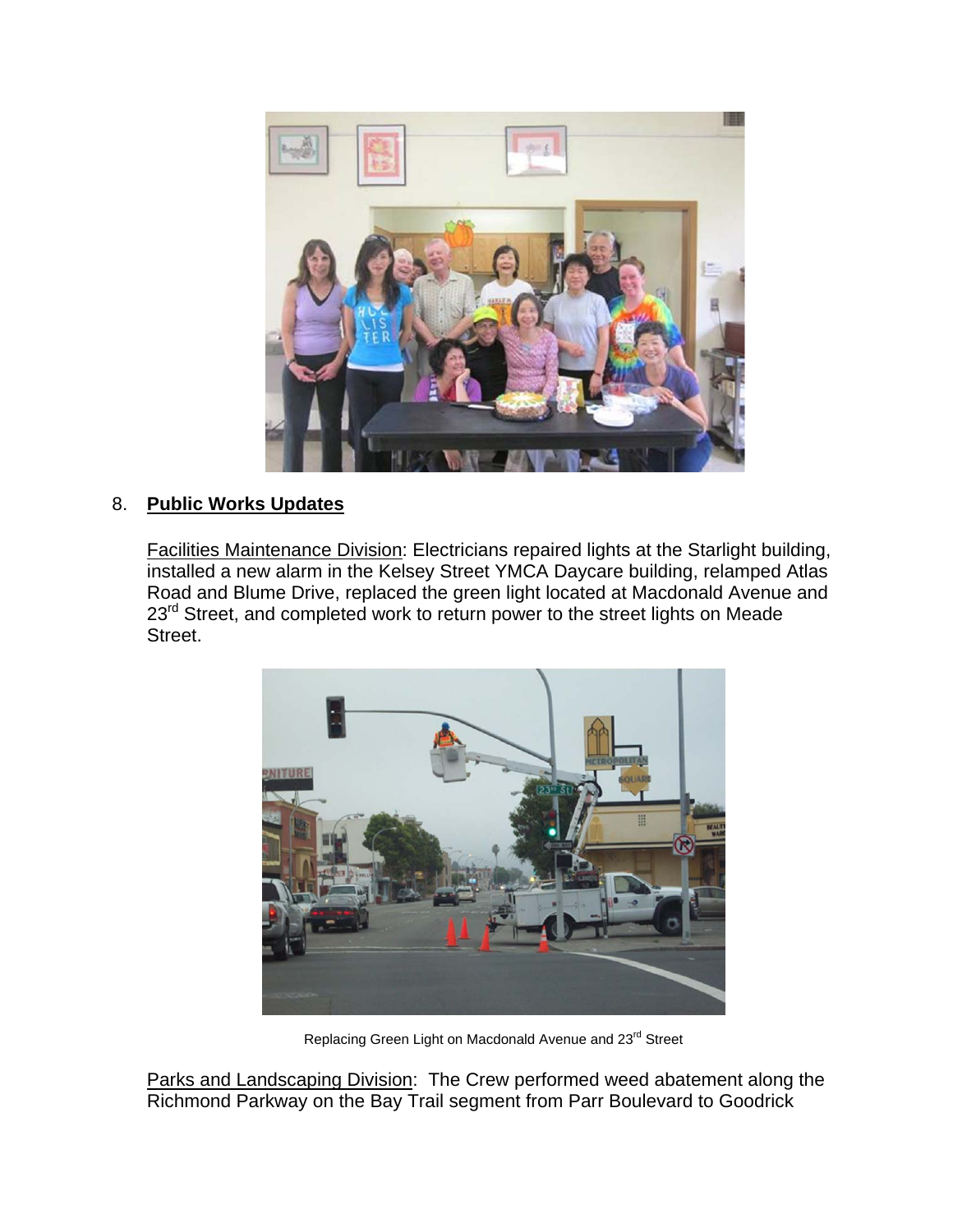8. **Public Works Updates**

Facilities Maintenance Division: Electricians repaired lights at the Starlight building, installed a new alarm in the Kelsey Street YMCA Daycare building, relamped Atlas Road and Blume Drive, replaced the green light located at Macdonald Avenue and 23rd Street, and completed work to return power to the street lights on Meade Street.

Replacing Green Light on Macdonald Avenue and 23rd Street

Parks and Landscaping Division: The Crew performed weed abatement along the Richmond Parkway on the Bay Trail segment from Parr Boulevard to Goodrick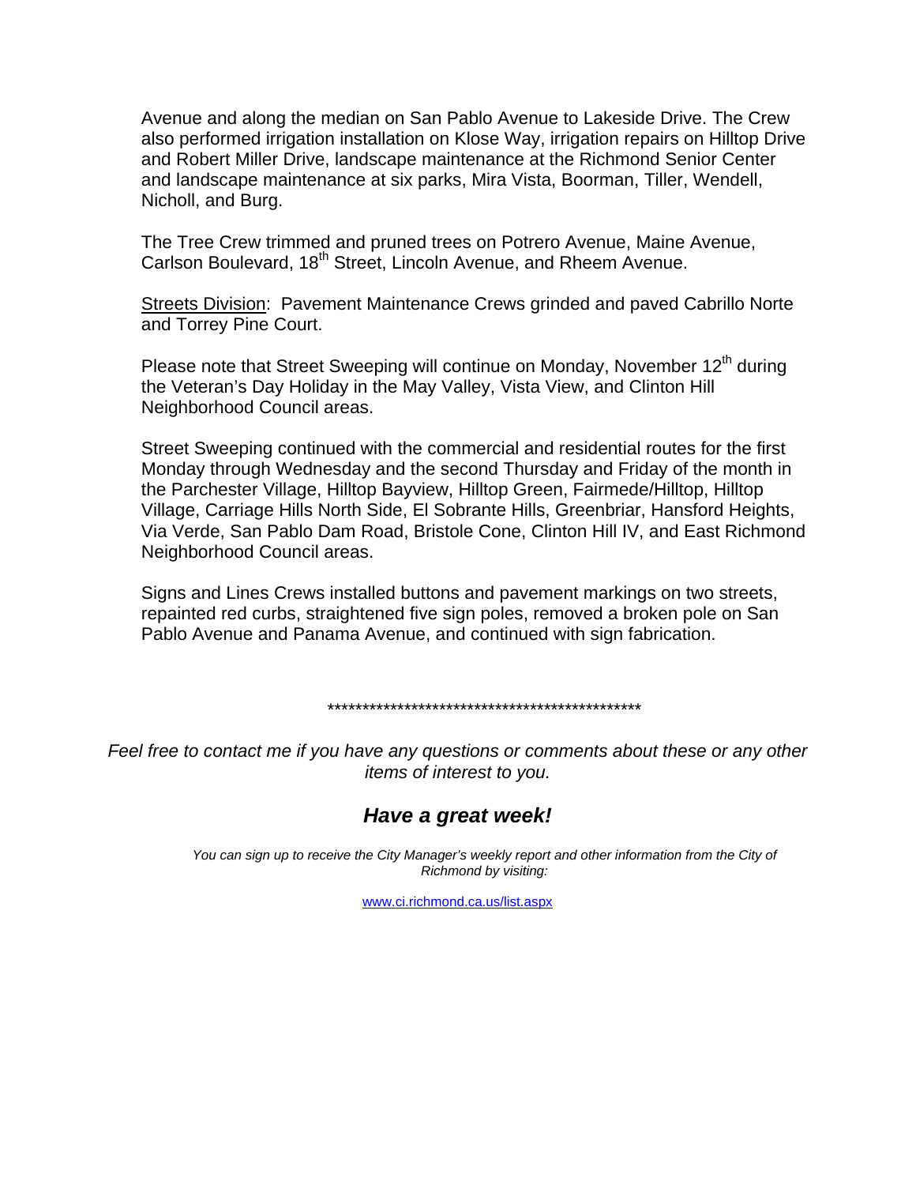Avenue and along the median on San Pablo Avenue to Lakeside Drive. The Crew also performed irrigation installation on Klose Way, irrigation repairs on Hilltop Drive and Robert Miller Drive, landscape maintenance at the Richmond Senior Center and landscape maintenance at six parks, Mira Vista, Boorman, Tiller, Wendell, Nicholl, and Burg.

The Tree Crew trimmed and pruned trees on Potrero Avenue, Maine Avenue, Carlson Boulevard, 18th Street, Lincoln Avenue, and Rheem Avenue.

<u>Streets Division</u>: Pavement Maintenance Crews grinded and paved Cabrillo Norte and Torrey Pine Court.

Please note that Street Sweeping will continue on Monday, November 12th during the Veteran's Day Holiday in the May Valley, Vista View, and Clinton Hill Neighborhood Council areas.

Street Sweeping continued with the commercial and residential routes for the first Monday through Wednesday and the second Thursday and Friday of the month in the Parchester Village, Hilltop Bayview, Hilltop Green, Fairmede/Hilltop, Hilltop Village, Carriage Hills North Side, El Sobrante Hills, Greenbriar, Hansford Heights, Via Verde, San Pablo Dam Road, Bristole Cone, Clinton Hill IV, and East Richmond Neighborhood Council areas.

Signs and Lines Crews installed buttons and pavement markings on two streets, repainted red curbs, straightened five sign poles, removed a broken pole on San Pablo Avenue and Panama Avenue, and continued with sign fabrication.

***********************************************

*Feel free to contact me if you have any questions or comments about these or any other items of interest to you.*

## ***Have a great week!***

*You can sign up to receive the City Manager's weekly report and other information from the City of Richmond by visiting:*

[www.ci.richmond.ca.us/list.aspx](www.ci.richmond.ca.us/list.aspx)